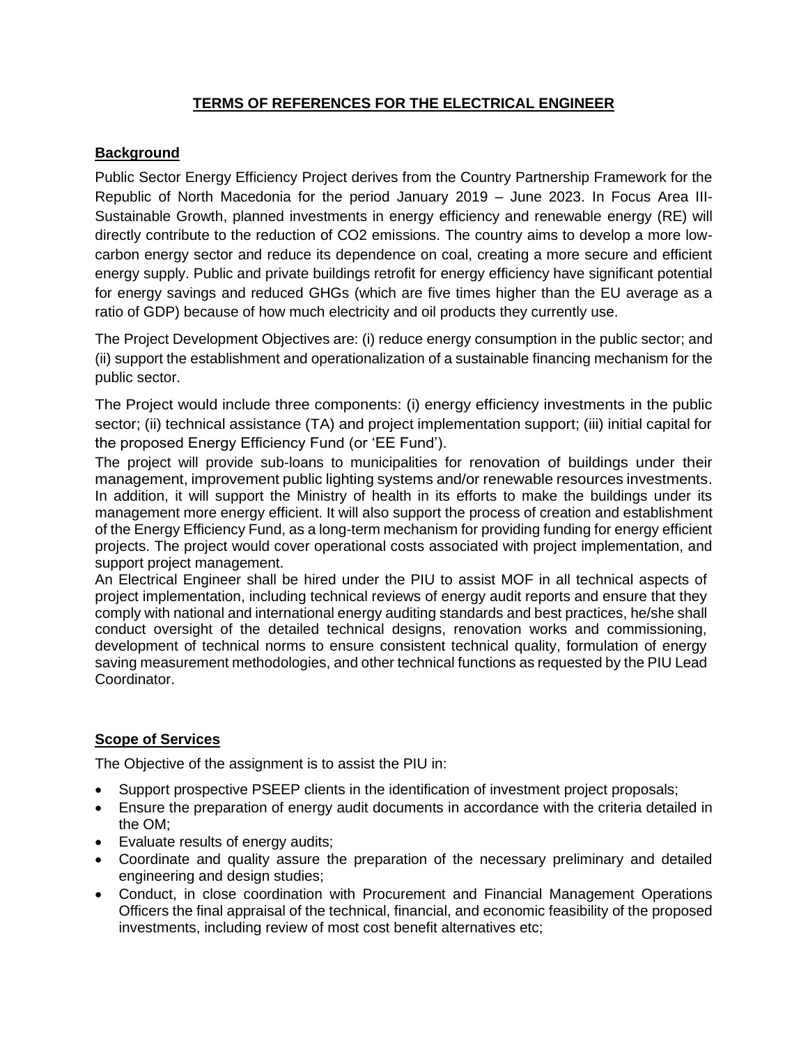# TERMS OF REFERENCES FOR THE ELECTRICAL ENGINEER

## Background

Public Sector Energy Efficiency Project derives from the Country Partnership Framework for the Republic of North Macedonia for the period January 2019 – June 2023. In Focus Area III-Sustainable Growth, planned investments in energy efficiency and renewable energy (RE) will directly contribute to the reduction of $CO_2$ emissions. The country aims to develop a more low-carbon energy sector and reduce its dependence on coal, creating a more secure and efficient energy supply. Public and private buildings retrofit for energy efficiency have significant potential for energy savings and reduced GHGs (which are five times higher than the EU average as a ratio of GDP) because of how much electricity and oil products they currently use.

The Project Development Objectives are: (i) reduce energy consumption in the public sector; and (ii) support the establishment and operationalization of a sustainable financing mechanism for the public sector.

The Project would include three components: (i) energy efficiency investments in the public sector; (ii) technical assistance (TA) and project implementation support; (iii) initial capital for the proposed Energy Efficiency Fund (or 'EE Fund').

The project will provide sub-loans to municipalities for renovation of buildings under their management, improvement public lighting systems and/or renewable resources investments. In addition, it will support the Ministry of health in its efforts to make the buildings under its management more energy efficient. It will also support the process of creation and establishment of the Energy Efficiency Fund, as a long-term mechanism for providing funding for energy efficient projects. The project would cover operational costs associated with project implementation, and support project management.

An Electrical Engineer shall be hired under the PIU to assist MOF in all technical aspects of project implementation, including technical reviews of energy audit reports and ensure that they comply with national and international energy auditing standards and best practices, he/she shall conduct oversight of the detailed technical designs, renovation works and commissioning, development of technical norms to ensure consistent technical quality, formulation of energy saving measurement methodologies, and other technical functions as requested by the PIU Lead Coordinator.

## Scope of Services

The Objective of the assignment is to assist the PIU in:

- Support prospective PSEEP clients in the identification of investment project proposals;
- Ensure the preparation of energy audit documents in accordance with the criteria detailed in the OM;
- Evaluate results of energy audits;
- Coordinate and quality assure the preparation of the necessary preliminary and detailed engineering and design studies;
- Conduct, in close coordination with Procurement and Financial Management Operations Officers the final appraisal of the technical, financial, and economic feasibility of the proposed investments, including review of most cost benefit alternatives etc;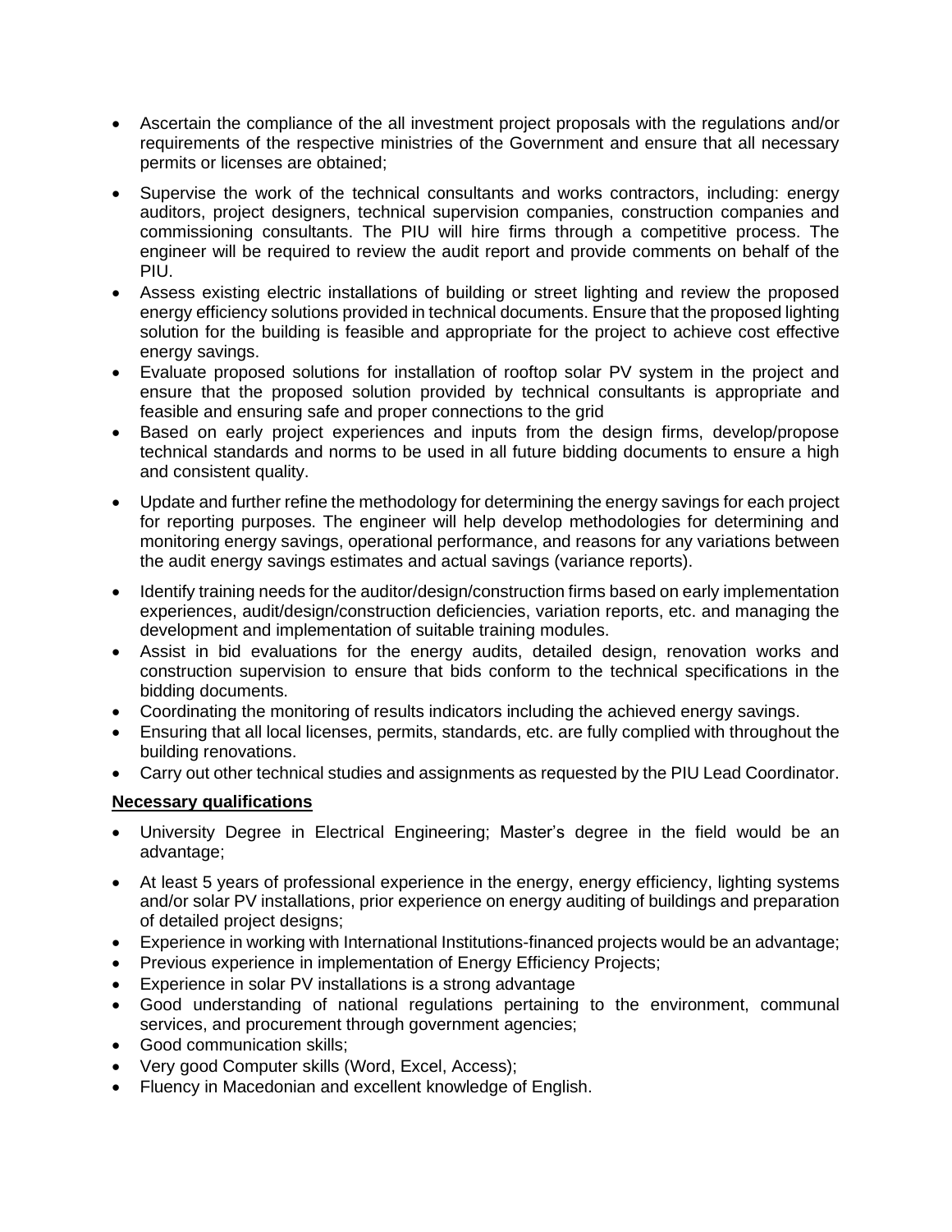- Ascertain the compliance of the all investment project proposals with the regulations and/or requirements of the respective ministries of the Government and ensure that all necessary permits or licenses are obtained;
- Supervise the work of the technical consultants and works contractors, including: energy auditors, project designers, technical supervision companies, construction companies and commissioning consultants. The PIU will hire firms through a competitive process. The engineer will be required to review the audit report and provide comments on behalf of the PIU.
- Assess existing electric installations of building or street lighting and review the proposed energy efficiency solutions provided in technical documents. Ensure that the proposed lighting solution for the building is feasible and appropriate for the project to achieve cost effective energy savings.
- Evaluate proposed solutions for installation of rooftop solar PV system in the project and ensure that the proposed solution provided by technical consultants is appropriate and feasible and ensuring safe and proper connections to the grid
- Based on early project experiences and inputs from the design firms, develop/propose technical standards and norms to be used in all future bidding documents to ensure a high and consistent quality.
- Update and further refine the methodology for determining the energy savings for each project for reporting purposes. The engineer will help develop methodologies for determining and monitoring energy savings, operational performance, and reasons for any variations between the audit energy savings estimates and actual savings (variance reports).
- Identify training needs for the auditor/design/construction firms based on early implementation experiences, audit/design/construction deficiencies, variation reports, etc. and managing the development and implementation of suitable training modules.
- Assist in bid evaluations for the energy audits, detailed design, renovation works and construction supervision to ensure that bids conform to the technical specifications in the bidding documents.
- Coordinating the monitoring of results indicators including the achieved energy savings.
- Ensuring that all local licenses, permits, standards, etc. are fully complied with throughout the building renovations.
- Carry out other technical studies and assignments as requested by the PIU Lead Coordinator.

**<u>Necessary qualifications</u>**

- University Degree in Electrical Engineering; Master's degree in the field would be an advantage;
- At least 5 years of professional experience in the energy, energy efficiency, lighting systems and/or solar PV installations, prior experience on energy auditing of buildings and preparation of detailed project designs;
- Experience in working with International Institutions-financed projects would be an advantage;
- Previous experience in implementation of Energy Efficiency Projects;
- Experience in solar PV installations is a strong advantage
- Good understanding of national regulations pertaining to the environment, communal services, and procurement through government agencies;
- Good communication skills;
- Very good Computer skills (Word, Excel, Access);
- Fluency in Macedonian and excellent knowledge of English.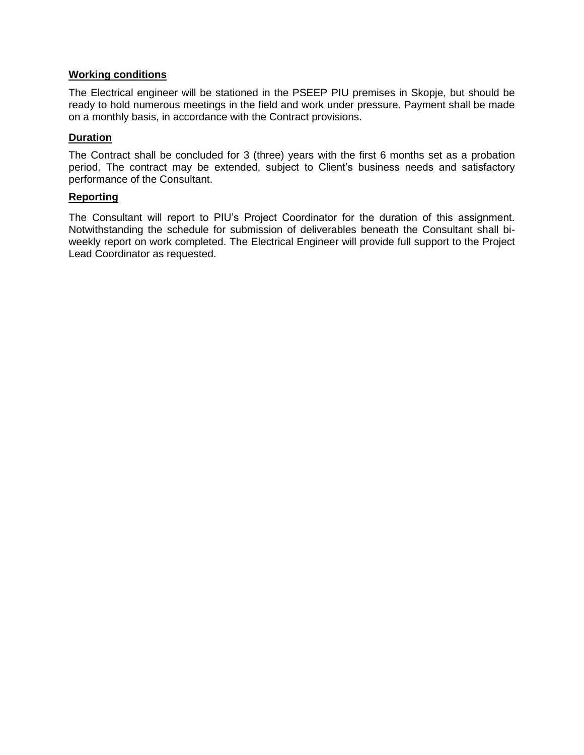**Working conditions**

The Electrical engineer will be stationed in the PSEEP PIU premises in Skopje, but should be ready to hold numerous meetings in the field and work under pressure. Payment shall be made on a monthly basis, in accordance with the Contract provisions.

**Duration**

The Contract shall be concluded for 3 (three) years with the first 6 months set as a probation period. The contract may be extended, subject to Client's business needs and satisfactory performance of the Consultant.

**Reporting**

The Consultant will report to PIU's Project Coordinator for the duration of this assignment. Notwithstanding the schedule for submission of deliverables beneath the Consultant shall bi-weekly report on work completed. The Electrical Engineer will provide full support to the Project Lead Coordinator as requested.